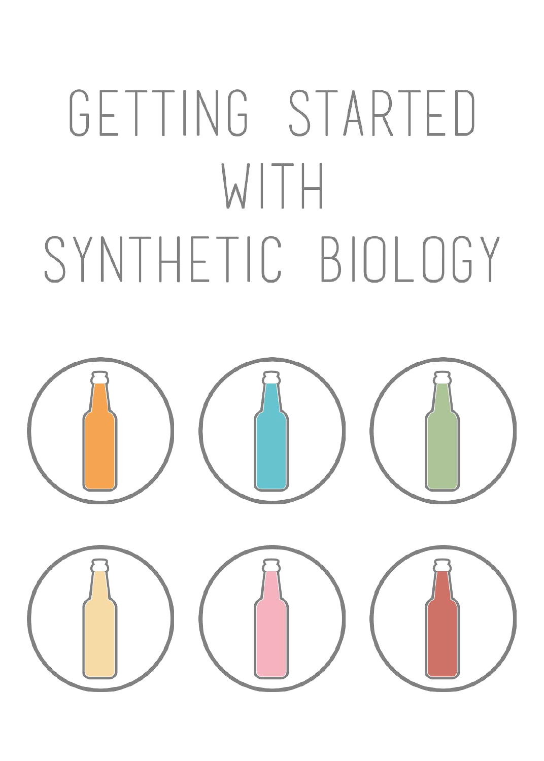# GETTING STARTED WITH SYNTHETIC BIOLOGY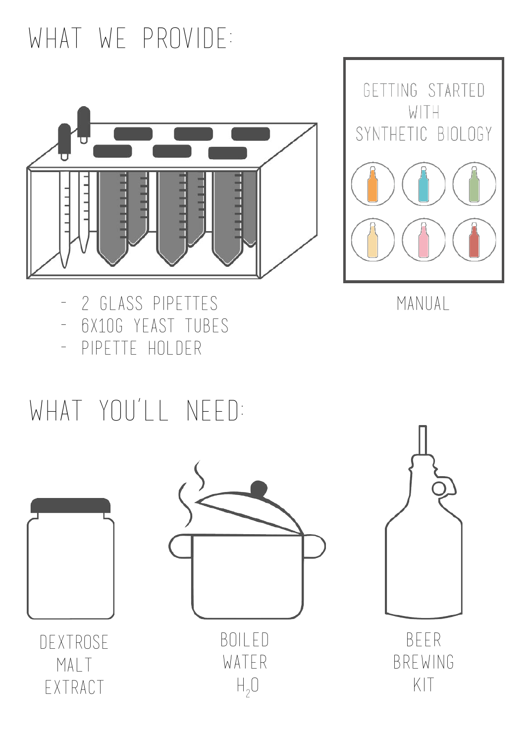# WHAT WE PROVIDE:

- 2 GLASS PIPETTES
- 6X10G YEAST TUBES
- PIPETTE HOLDER

GETTING STARTED WITH SYNTHETIC BIOLOGY

MANUAL

# WHAT YOU'LL NEED:

DEXTROSE MALT EXTRACT

BOILED WATER $H_2O$

BEER BREWING KIT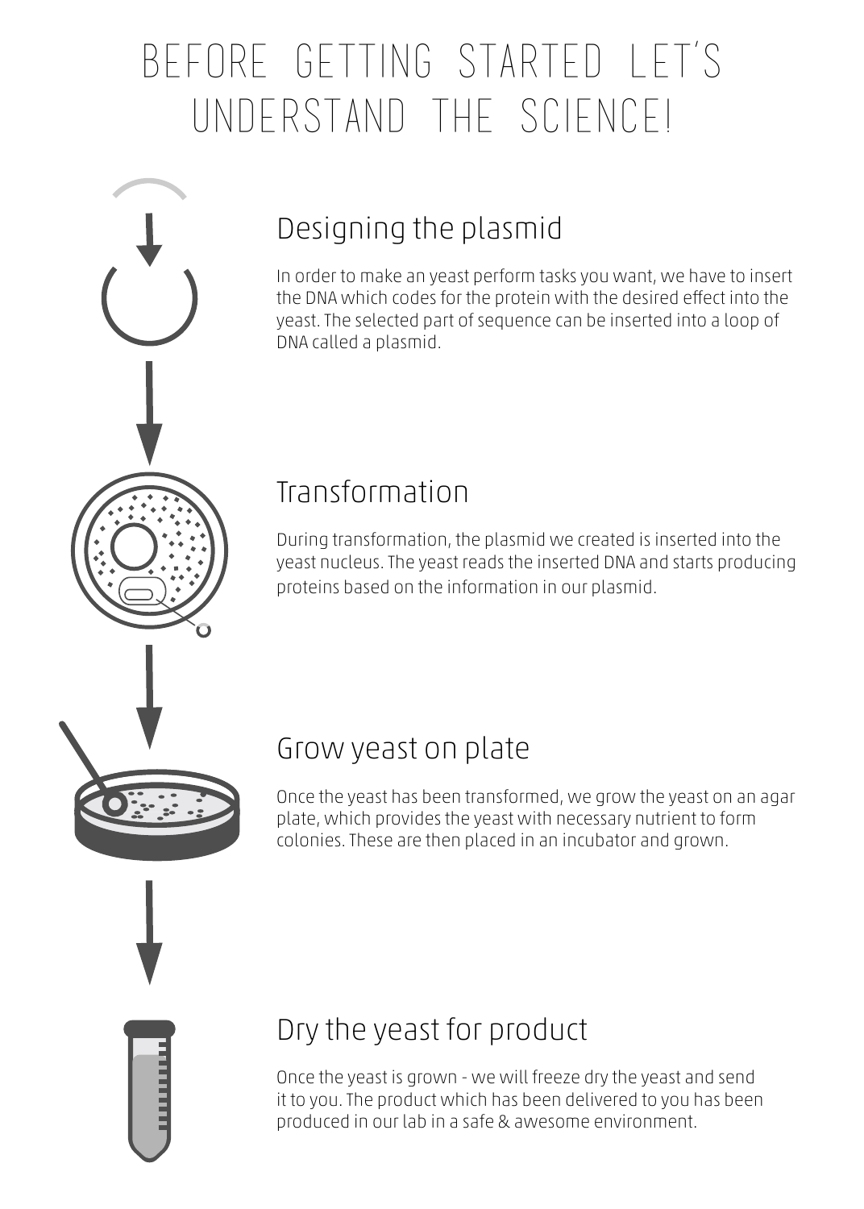# BEFORE GETTING STARTED LET'S UNDERSTAND THE SCIENCE!

## Designing the plasmid

In order to make an yeast perform tasks you want, we have to insert the DNA which codes for the protein with the desired effect into the yeast. The selected part of sequence can be inserted into a loop of DNA called a plasmid.

## Transformation

During transformation, the plasmid we created is inserted into the yeast nucleus. The yeast reads the inserted DNA and starts producing proteins based on the information in our plasmid.

## Grow yeast on plate

Once the yeast has been transformed, we grow the yeast on an agar plate, which provides the yeast with necessary nutrient to form colonies. These are then placed in an incubator and grown.

## Dry the yeast for product

Once the yeast is grown - we will freeze dry the yeast and send it to you. The product which has been delivered to you has been produced in our lab in a safe & awesome environment.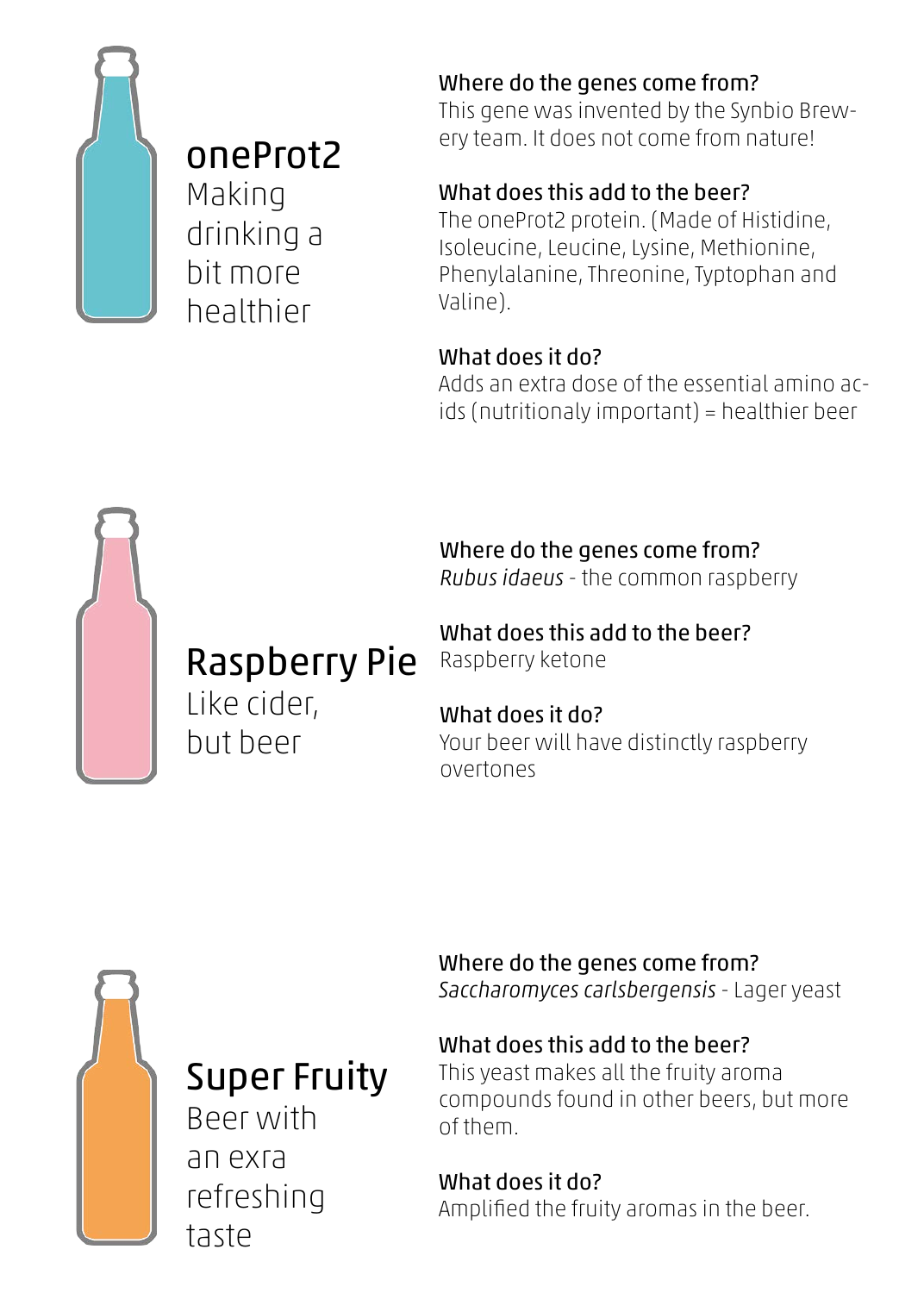## oneProt2

Making drinking a bit more healthier

**Where do the genes come from?**
This gene was invented by the Synbio Brewery team. It does not come from nature!

**What does this add to the beer?**
The oneProt2 protein. (Made of Histidine, Isoleucine, Leucine, Lysine, Methionine, Phenylalanine, Threonine, Typtophan and Valine).

**What does it do?**
Adds an extra dose of the essential amino acids (nutritionaly important) = healthier beer

## Raspberry Pie

Like cider, but beer

**Where do the genes come from?**
*Rubus idaeus* - the common raspberry

**What does this add to the beer?**
Raspberry ketone

**What does it do?**
Your beer will have distinctly raspberry overtones

## Super Fruity

Beer with an exra refreshing taste

**Where do the genes come from?**
*Saccharomyces carlsbergensis* - Lager yeast

**What does this add to the beer?**
This yeast makes all the fruity aroma compounds found in other beers, but more of them.

**What does it do?**
Amplified the fruity aromas in the beer.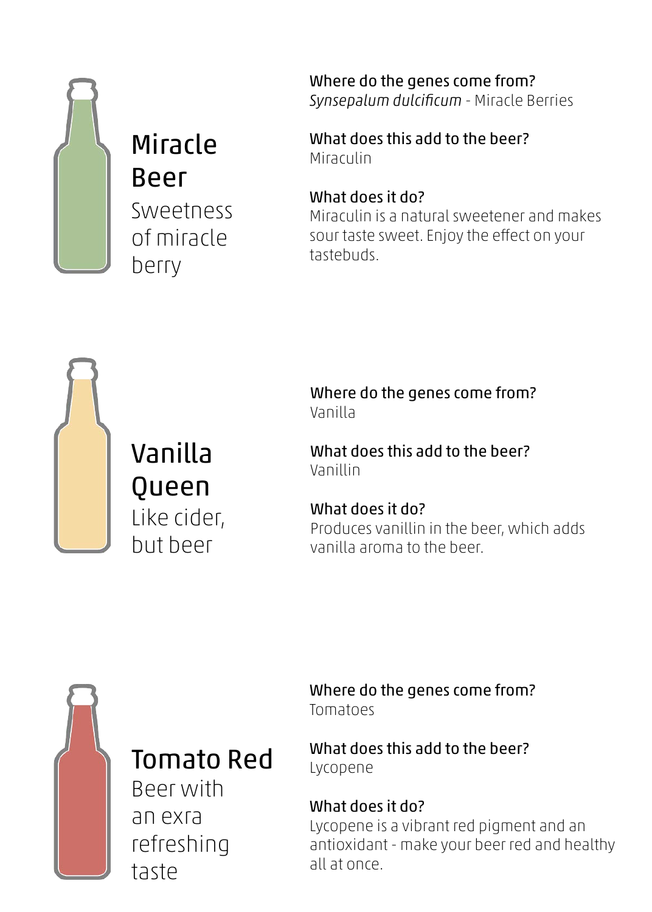## Miracle Beer

Sweetness of miracle berry

**Where do the genes come from?**
*Synsepalum dulcificum* - Miracle Berries

**What does this add to the beer?**
Miraculin

**What does it do?**
Miraculin is a natural sweetener and makes sour taste sweet. Enjoy the effect on your tastebuds.

## Vanilla Queen

Like cider, but beer

**Where do the genes come from?**
Vanilla

**What does this add to the beer?**
Vanillin

**What does it do?**
Produces vanillin in the beer, which adds vanilla aroma to the beer.

## Tomato Red

Beer with an exra refreshing taste

**Where do the genes come from?**
Tomatoes

**What does this add to the beer?**
Lycopene

**What does it do?**
Lycopene is a vibrant red pigment and an antioxidant - make your beer red and healthy all at once.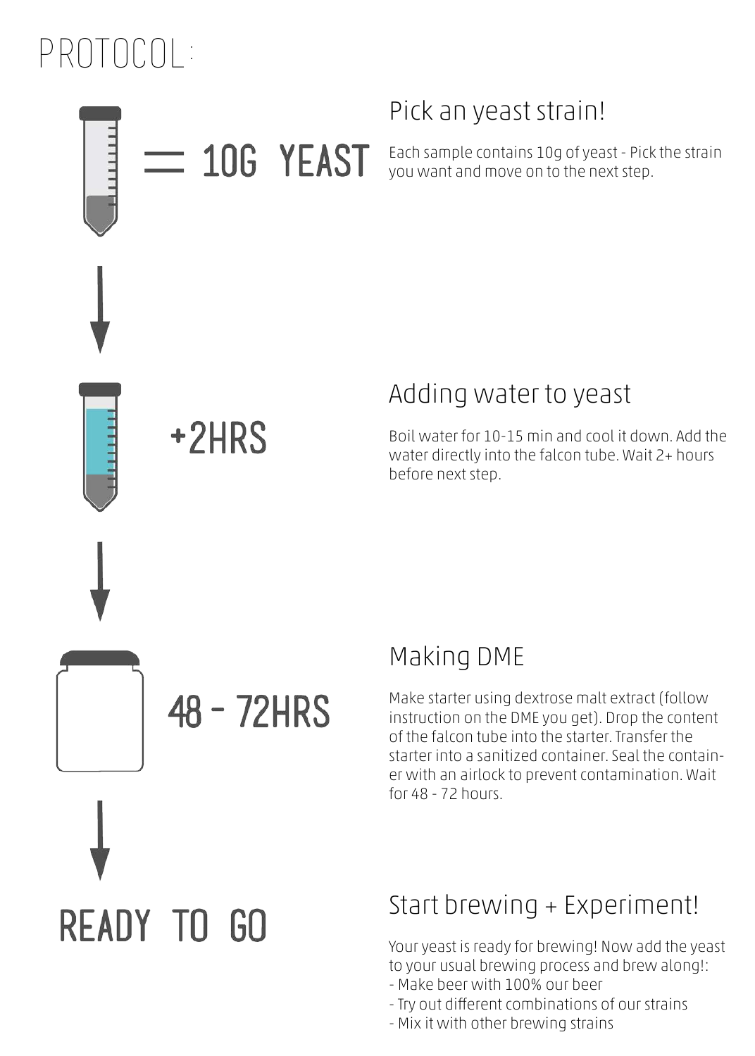# PROTOCOL:

= 10G YEAST

## Pick an yeast strain!

Each sample contains 10g of yeast - Pick the strain you want and move on to the next step.

+2HRS

## Adding water to yeast

Boil water for 10-15 min and cool it down. Add the water directly into the falcon tube. Wait 2+ hours before next step.

48 - 72HRS

## Making DME

Make starter using dextrose malt extract (follow instruction on the DME you get). Drop the content of the falcon tube into the starter. Transfer the starter into a sanitized container. Seal the container with an airlock to prevent contamination. Wait for 48 - 72 hours.

READY TO GO

## Start brewing + Experiment!

Your yeast is ready for brewing! Now add the yeast to your usual brewing process and brew along!:

- Make beer with 100% our beer
- Try out different combinations of our strains
- Mix it with other brewing strains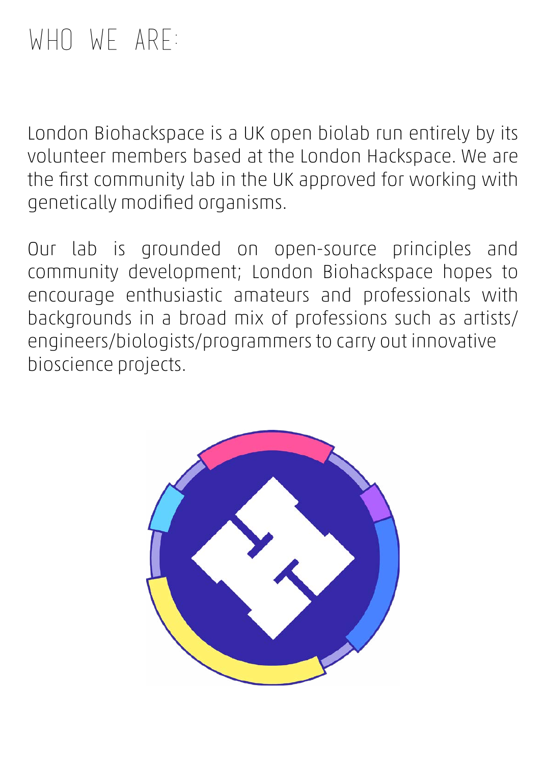# WHO WE ARE:

London Biohackspace is a UK open biolab run entirely by its volunteer members based at the London Hackspace. We are the first community lab in the UK approved for working with genetically modified organisms.

Our lab is grounded on open-source principles and community development; London Biohackspace hopes to encourage enthusiastic amateurs and professionals with backgrounds in a broad mix of professions such as artists/engineers/biologists/programmers to carry out innovative bioscience projects.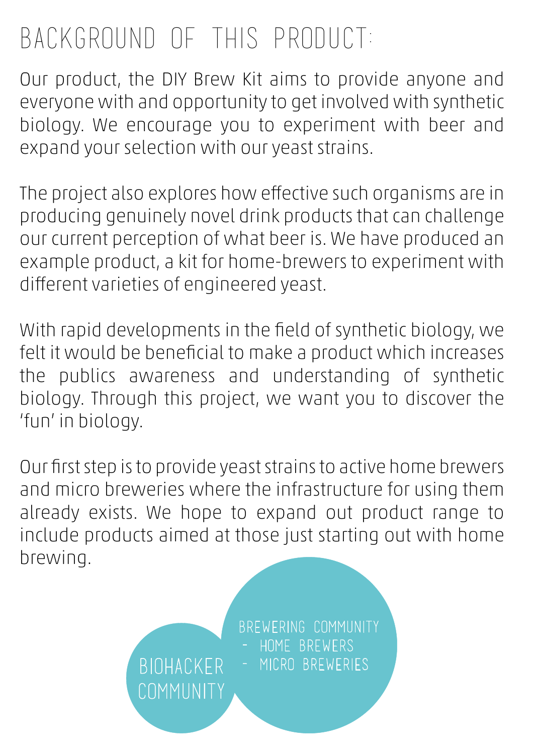# BACKGROUND OF THIS PRODUCT:

Our product, the DIY Brew Kit aims to provide anyone and everyone with and opportunity to get involved with synthetic biology. We encourage you to experiment with beer and expand your selection with our yeast strains.

The project also explores how effective such organisms are in producing genuinely novel drink products that can challenge our current perception of what beer is. We have produced an example product, a kit for home-brewers to experiment with different varieties of engineered yeast.

With rapid developments in the field of synthetic biology, we felt it would be beneficial to make a product which increases the publics awareness and understanding of synthetic biology. Through this project, we want you to discover the 'fun' in biology.

Our first step is to provide yeast strains to active home brewers and micro breweries where the infrastructure for using them already exists. We hope to expand out product range to include products aimed at those just starting out with home brewing.

BIOHACKER COMMUNITY

BREWERING COMMUNITY
- HOME BREWERS
- MICRO BREWERIES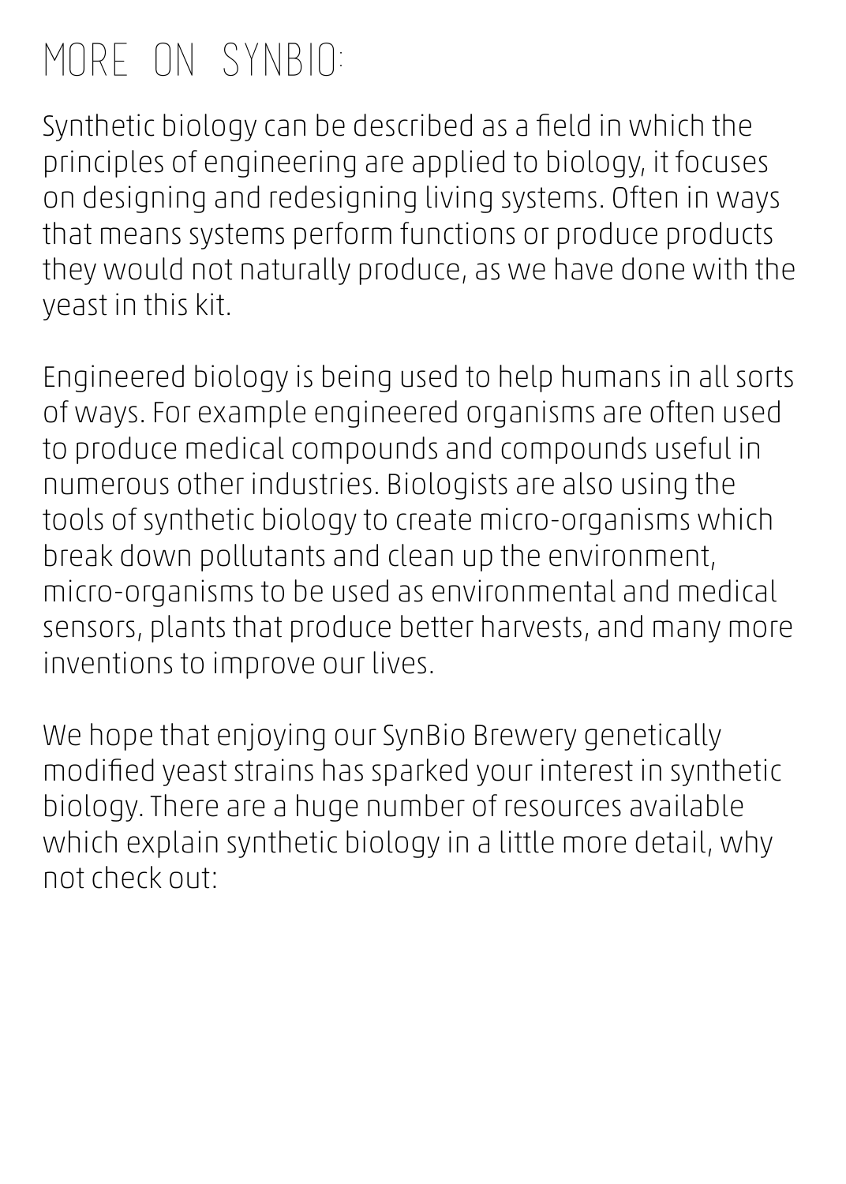# MORE ON SYNBIO:

Synthetic biology can be described as a field in which the principles of engineering are applied to biology, it focuses on designing and redesigning living systems. Often in ways that means systems perform functions or produce products they would not naturally produce, as we have done with the yeast in this kit.

Engineered biology is being used to help humans in all sorts of ways. For example engineered organisms are often used to produce medical compounds and compounds useful in numerous other industries. Biologists are also using the tools of synthetic biology to create micro-organisms which break down pollutants and clean up the environment, micro-organisms to be used as environmental and medical sensors, plants that produce better harvests, and many more inventions to improve our lives.

We hope that enjoying our SynBio Brewery genetically modified yeast strains has sparked your interest in synthetic biology. There are a huge number of resources available which explain synthetic biology in a little more detail, why not check out: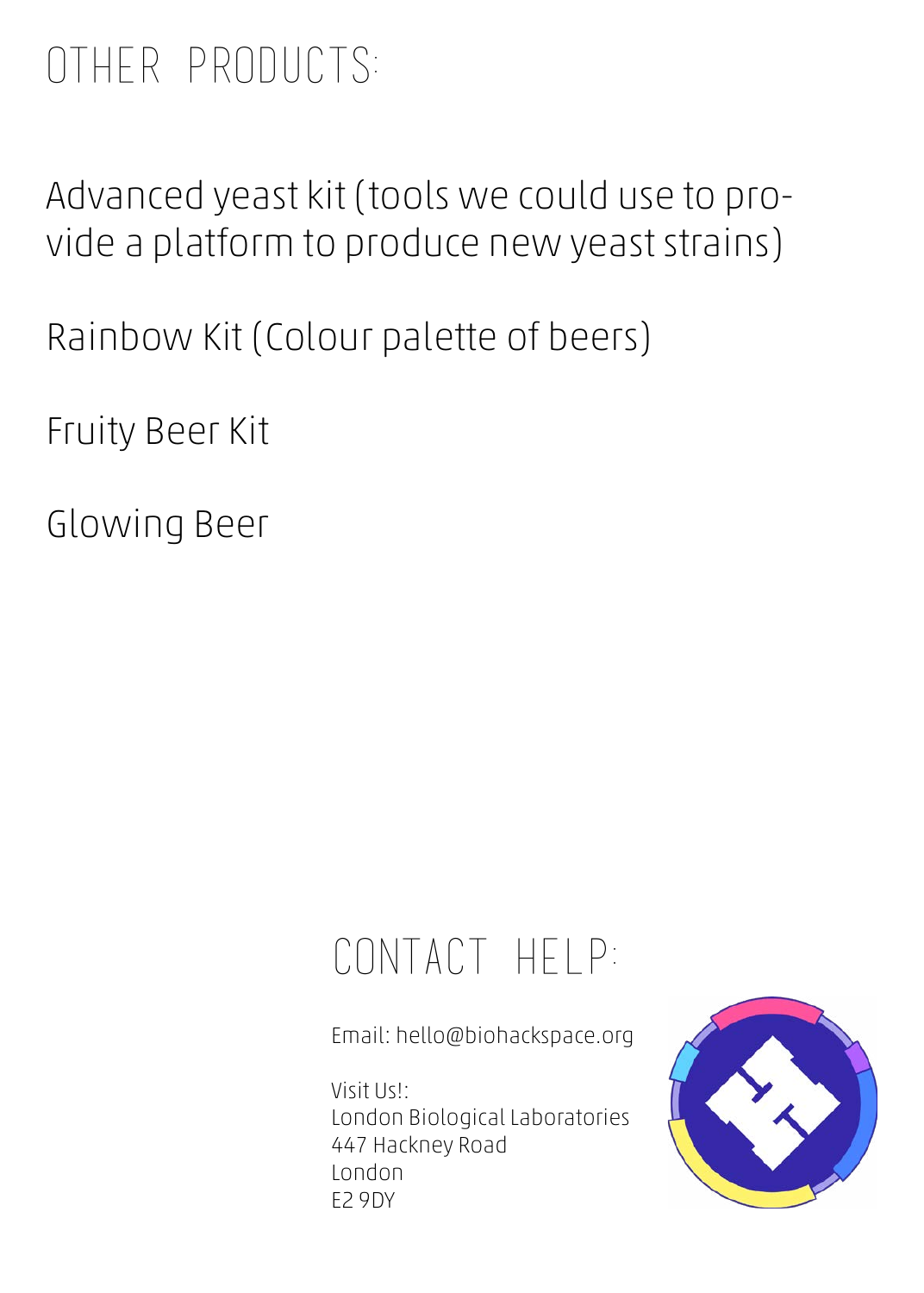# OTHER PRODUCTS:

Advanced yeast kit (tools we could use to provide a platform to produce new yeast strains)

Rainbow Kit (Colour palette of beers)

Fruity Beer Kit

Glowing Beer

## CONTACT HELP:

Email: hello@biohackspace.org

Visit Us!:
London Biological Laboratories
447 Hackney Road
London
E2 9DY